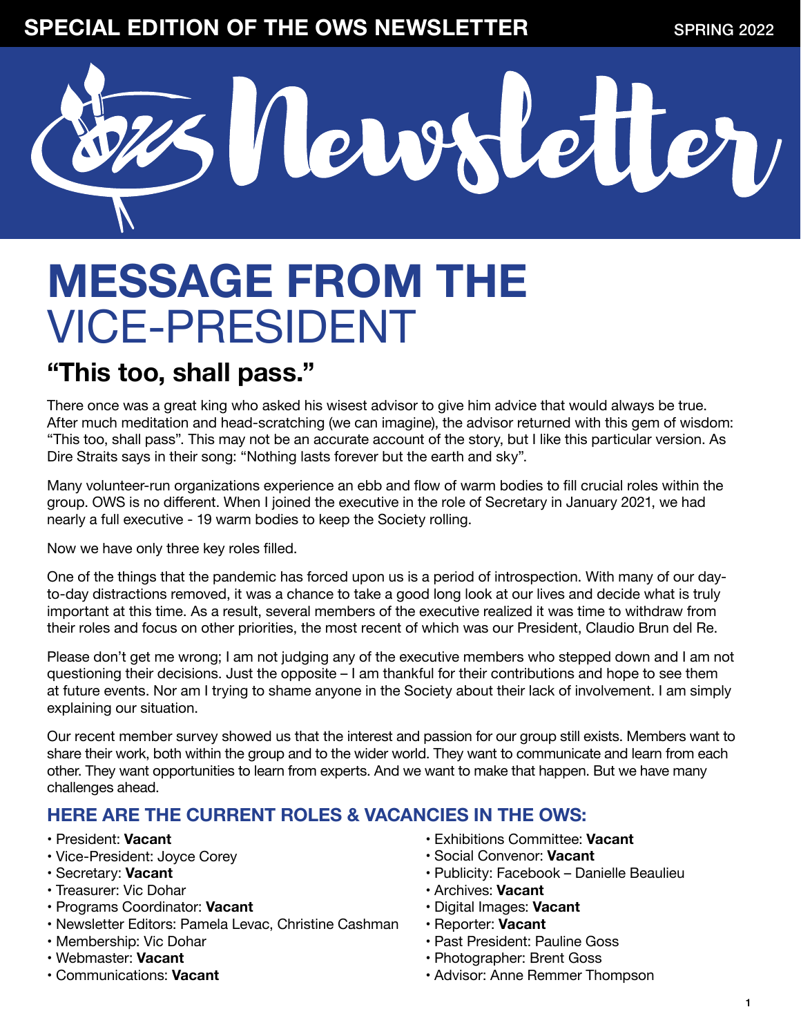SPECIAL EDITION OF THE OWS NEWSLETTER

SPRING 2022

# OWS Newsletter

# MESSAGE FROM THE VICE-PRESIDENT

## "This too, shall pass."

There once was a great king who asked his wisest advisor to give him advice that would always be true. After much meditation and head-scratching (we can imagine), the advisor returned with this gem of wisdom: "This too, shall pass". This may not be an accurate account of the story, but I like this particular version. As Dire Straits says in their song: "Nothing lasts forever but the earth and sky".

Many volunteer-run organizations experience an ebb and flow of warm bodies to fill crucial roles within the group. OWS is no different. When I joined the executive in the role of Secretary in January 2021, we had nearly a full executive - 19 warm bodies to keep the Society rolling.

Now we have only three key roles filled.

One of the things that the pandemic has forced upon us is a period of introspection. With many of our day-to-day distractions removed, it was a chance to take a good long look at our lives and decide what is truly important at this time. As a result, several members of the executive realized it was time to withdraw from their roles and focus on other priorities, the most recent of which was our President, Claudio Brun del Re.

Please don't get me wrong; I am not judging any of the executive members who stepped down and I am not questioning their decisions. Just the opposite – I am thankful for their contributions and hope to see them at future events. Nor am I trying to shame anyone in the Society about their lack of involvement. I am simply explaining our situation.

Our recent member survey showed us that the interest and passion for our group still exists. Members want to share their work, both within the group and to the wider world. They want to communicate and learn from each other. They want opportunities to learn from experts. And we want to make that happen. But we have many challenges ahead.

### HERE ARE THE CURRENT ROLES & VACANCIES IN THE OWS:

- President: **Vacant**
- Vice-President: Joyce Corey
- Secretary: **Vacant**
- Treasurer: Vic Dohar
- Programs Coordinator: **Vacant**
- Newsletter Editors: Pamela Levac, Christine Cashman
- Membership: Vic Dohar
- Webmaster: **Vacant**
- Communications: **Vacant**
- Exhibitions Committee: **Vacant**
- Social Convenor: **Vacant**
- Publicity: Facebook – Danielle Beaulieu
- Archives: **Vacant**
- Digital Images: **Vacant**
- Reporter: **Vacant**
- Past President: Pauline Goss
- Photographer: Brent Goss
- Advisor: Anne Remmer Thompson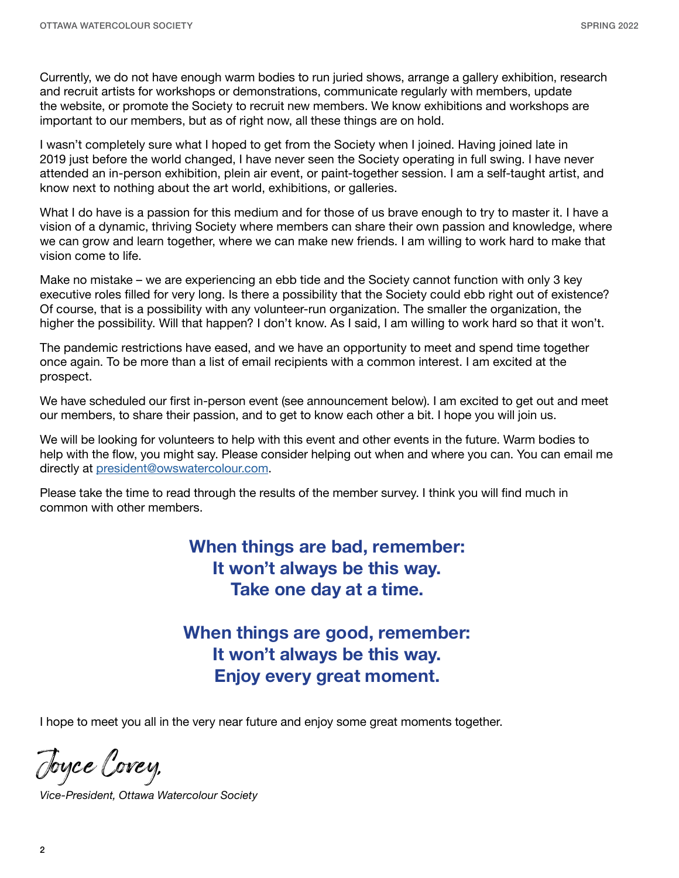Currently, we do not have enough warm bodies to run juried shows, arrange a gallery exhibition, research and recruit artists for workshops or demonstrations, communicate regularly with members, update the website, or promote the Society to recruit new members. We know exhibitions and workshops are important to our members, but as of right now, all these things are on hold.

I wasn't completely sure what I hoped to get from the Society when I joined. Having joined late in 2019 just before the world changed, I have never seen the Society operating in full swing. I have never attended an in-person exhibition, plein air event, or paint-together session. I am a self-taught artist, and know next to nothing about the art world, exhibitions, or galleries.

What I do have is a passion for this medium and for those of us brave enough to try to master it. I have a vision of a dynamic, thriving Society where members can share their own passion and knowledge, where we can grow and learn together, where we can make new friends. I am willing to work hard to make that vision come to life.

Make no mistake – we are experiencing an ebb tide and the Society cannot function with only 3 key executive roles filled for very long. Is there a possibility that the Society could ebb right out of existence? Of course, that is a possibility with any volunteer-run organization. The smaller the organization, the higher the possibility. Will that happen? I don't know. As I said, I am willing to work hard so that it won't.

The pandemic restrictions have eased, and we have an opportunity to meet and spend time together once again. To be more than a list of email recipients with a common interest. I am excited at the prospect.

We have scheduled our first in-person event (see announcement below). I am excited to get out and meet our members, to share their passion, and to get to know each other a bit. I hope you will join us.

We will be looking for volunteers to help with this event and other events in the future. Warm bodies to help with the flow, you might say. Please consider helping out when and where you can. You can email me directly at [president@owswatercolour.com](mailto:president@owswatercolour.com).

Please take the time to read through the results of the member survey. I think you will find much in common with other members.

**When things are bad, remember:**
**It won't always be this way.**
**Take one day at a time.**

**When things are good, remember:**
**It won't always be this way.**
**Enjoy every great moment.**

I hope to meet you all in the very near future and enjoy some great moments together.

Joyce Corey,

*Vice-President, Ottawa Watercolour Society*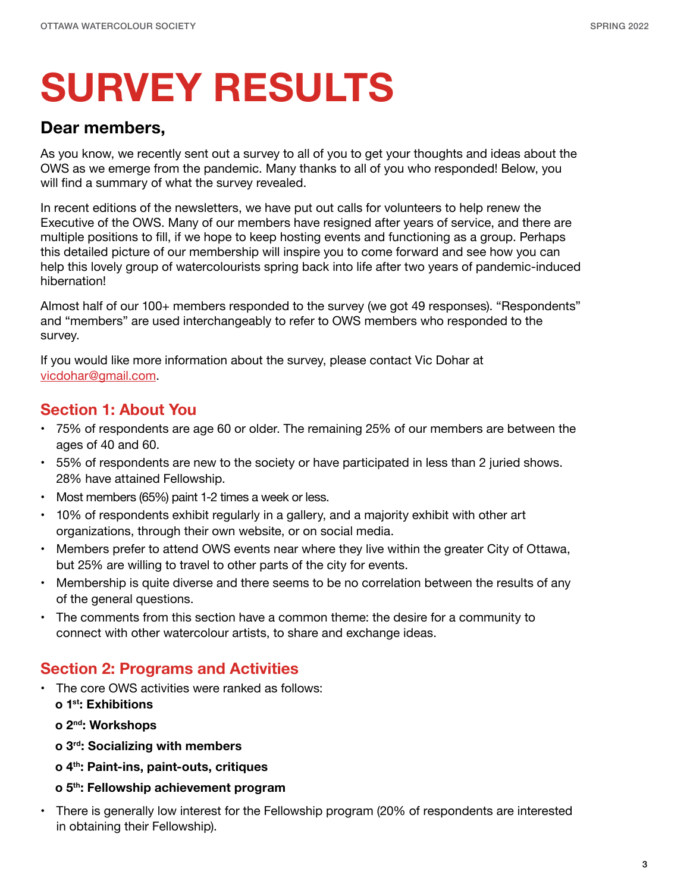# SURVEY RESULTS

## Dear members,

As you know, we recently sent out a survey to all of you to get your thoughts and ideas about the OWS as we emerge from the pandemic. Many thanks to all of you who responded! Below, you will find a summary of what the survey revealed.

In recent editions of the newsletters, we have put out calls for volunteers to help renew the Executive of the OWS. Many of our members have resigned after years of service, and there are multiple positions to fill, if we hope to keep hosting events and functioning as a group. Perhaps this detailed picture of our membership will inspire you to come forward and see how you can help this lovely group of watercolourists spring back into life after two years of pandemic-induced hibernation!

Almost half of our 100+ members responded to the survey (we got 49 responses). “Respondents” and “members” are used interchangeably to refer to OWS members who responded to the survey.

If you would like more information about the survey, please contact Vic Dohar at [vicdohar@gmail.com](mailto:vicdohar@gmail.com).

## Section 1: About You

- 75% of respondents are age 60 or older. The remaining 25% of our members are between the ages of 40 and 60.
- 55% of respondents are new to the society or have participated in less than 2 juried shows. 28% have attained Fellowship.
- Most members (65%) paint 1-2 times a week or less.
- 10% of respondents exhibit regularly in a gallery, and a majority exhibit with other art organizations, through their own website, or on social media.
- Members prefer to attend OWS events near where they live within the greater City of Ottawa, but 25% are willing to travel to other parts of the city for events.
- Membership is quite diverse and there seems to be no correlation between the results of any of the general questions.
- The comments from this section have a common theme: the desire for a community to connect with other watercolour artists, to share and exchange ideas.

## Section 2: Programs and Activities

- The core OWS activities were ranked as follows:
  - **1st: Exhibitions**
  - **2nd: Workshops**
  - **3rd: Socializing with members**
  - **4th: Paint-ins, paint-outs, critiques**
  - **5th: Fellowship achievement program**
- There is generally low interest for the Fellowship program (20% of respondents are interested in obtaining their Fellowship).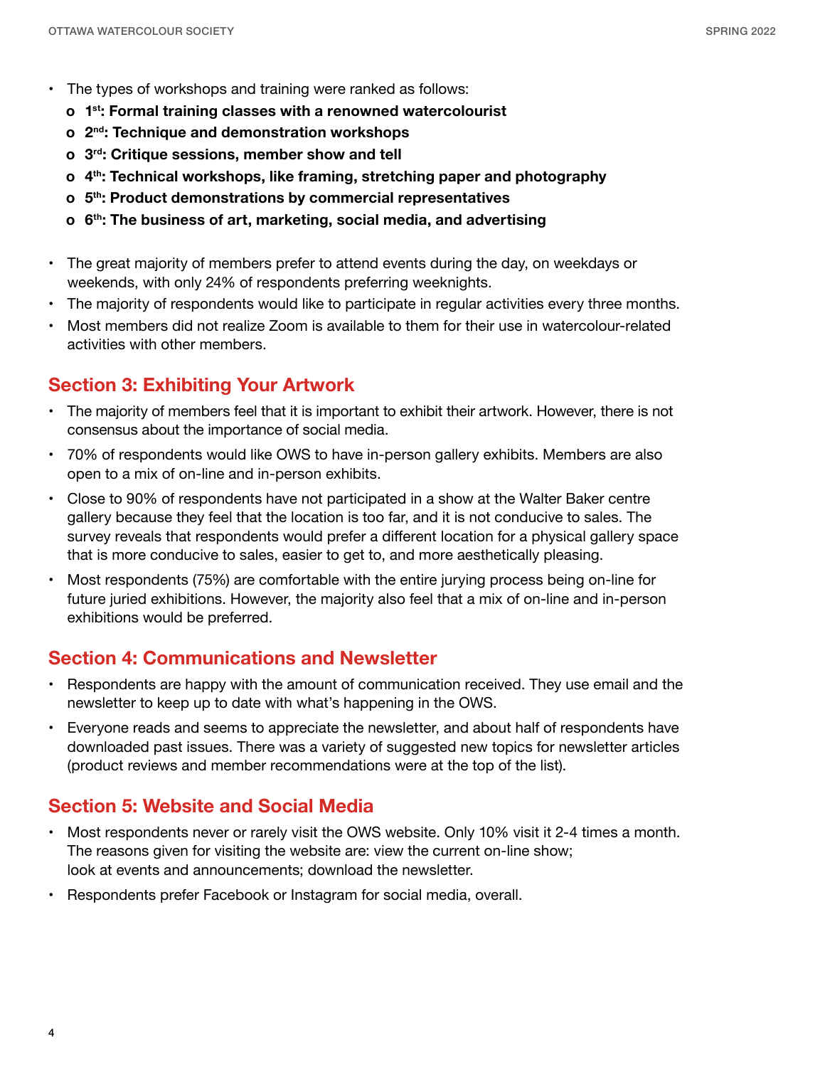- The types of workshops and training were ranked as follows:
  - **1st: Formal training classes with a renowned watercolourist**
  - **2nd: Technique and demonstration workshops**
  - **3rd: Critique sessions, member show and tell**
  - **4th: Technical workshops, like framing, stretching paper and photography**
  - **5th: Product demonstrations by commercial representatives**
  - **6th: The business of art, marketing, social media, and advertising**

- The great majority of members prefer to attend events during the day, on weekdays or weekends, with only 24% of respondents preferring weeknights.
- The majority of respondents would like to participate in regular activities every three months.
- Most members did not realize Zoom is available to them for their use in watercolour-related activities with other members.

## Section 3: Exhibiting Your Artwork

- The majority of members feel that it is important to exhibit their artwork. However, there is not consensus about the importance of social media.
- 70% of respondents would like OWS to have in-person gallery exhibits. Members are also open to a mix of on-line and in-person exhibits.
- Close to 90% of respondents have not participated in a show at the Walter Baker centre gallery because they feel that the location is too far, and it is not conducive to sales. The survey reveals that respondents would prefer a different location for a physical gallery space that is more conducive to sales, easier to get to, and more aesthetically pleasing.
- Most respondents (75%) are comfortable with the entire jurying process being on-line for future juried exhibitions. However, the majority also feel that a mix of on-line and in-person exhibitions would be preferred.

## Section 4: Communications and Newsletter

- Respondents are happy with the amount of communication received. They use email and the newsletter to keep up to date with what's happening in the OWS.
- Everyone reads and seems to appreciate the newsletter, and about half of respondents have downloaded past issues. There was a variety of suggested new topics for newsletter articles (product reviews and member recommendations were at the top of the list).

## Section 5: Website and Social Media

- Most respondents never or rarely visit the OWS website. Only 10% visit it 2-4 times a month. The reasons given for visiting the website are: view the current on-line show; look at events and announcements; download the newsletter.
- Respondents prefer Facebook or Instagram for social media, overall.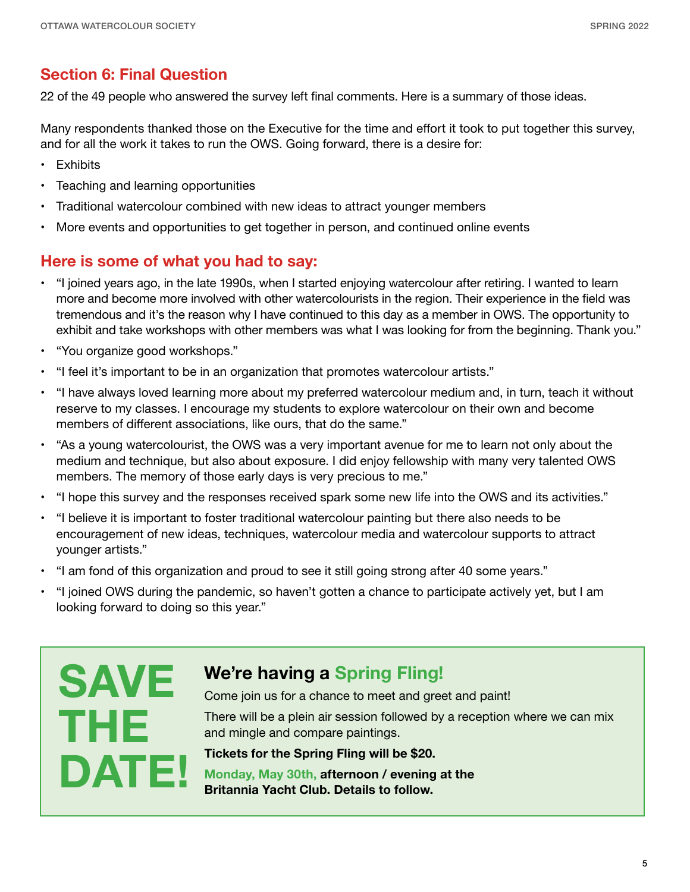## Section 6: Final Question

22 of the 49 people who answered the survey left final comments. Here is a summary of those ideas.

Many respondents thanked those on the Executive for the time and effort it took to put together this survey, and for all the work it takes to run the OWS. Going forward, there is a desire for:

- Exhibits
- Teaching and learning opportunities
- Traditional watercolour combined with new ideas to attract younger members
- More events and opportunities to get together in person, and continued online events

## Here is some of what you had to say:

- "I joined years ago, in the late 1990s, when I started enjoying watercolour after retiring. I wanted to learn more and become more involved with other watercolourists in the region. Their experience in the field was tremendous and it's the reason why I have continued to this day as a member in OWS. The opportunity to exhibit and take workshops with other members was what I was looking for from the beginning. Thank you."
- "You organize good workshops."
- "I feel it's important to be in an organization that promotes watercolour artists."
- "I have always loved learning more about my preferred watercolour medium and, in turn, teach it without reserve to my classes. I encourage my students to explore watercolour on their own and become members of different associations, like ours, that do the same."
- "As a young watercolourist, the OWS was a very important avenue for me to learn not only about the medium and technique, but also about exposure. I did enjoy fellowship with many very talented OWS members. The memory of those early days is very precious to me."
- "I hope this survey and the responses received spark some new life into the OWS and its activities."
- "I believe it is important to foster traditional watercolour painting but there also needs to be encouragement of new ideas, techniques, watercolour media and watercolour supports to attract younger artists."
- "I am fond of this organization and proud to see it still going strong after 40 some years."
- "I joined OWS during the pandemic, so haven't gotten a chance to participate actively yet, but I am looking forward to doing so this year."

# SAVE THE DATE!

## We're having a Spring Fling!

Come join us for a chance to meet and greet and paint!

There will be a plein air session followed by a reception where we can mix and mingle and compare paintings.

**Tickets for the Spring Fling will be $20.**

**Monday, May 30th, afternoon / evening at the Britannia Yacht Club. Details to follow.**